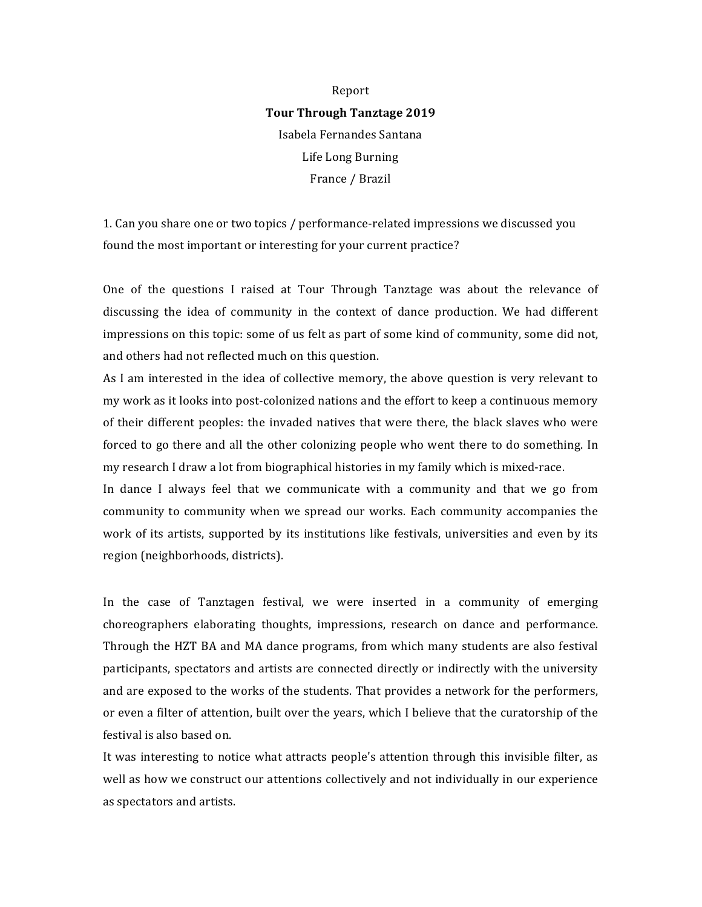Report

**Tour Through Tanztage 2019**

Isabela Fernandes Santana

Life Long Burning

France / Brazil

1. Can you share one or two topics / performance-related impressions we discussed you found the most important or interesting for your current practice?

One of the questions I raised at Tour Through Tanztage was about the relevance of discussing the idea of community in the context of dance production. We had different impressions on this topic: some of us felt as part of some kind of community, some did not, and others had not reflected much on this question.

As I am interested in the idea of collective memory, the above question is very relevant to my work as it looks into post-colonized nations and the effort to keep a continuous memory of their different peoples: the invaded natives that were there, the black slaves who were forced to go there and all the other colonizing people who went there to do something. In my research I draw a lot from biographical histories in my family which is mixed-race.

In dance I always feel that we communicate with a community and that we go from community to community when we spread our works. Each community accompanies the work of its artists, supported by its institutions like festivals, universities and even by its region (neighborhoods, districts).

In the case of Tanztagen festival, we were inserted in a community of emerging choreographers elaborating thoughts, impressions, research on dance and performance. Through the HZT BA and MA dance programs, from which many students are also festival participants, spectators and artists are connected directly or indirectly with the university and are exposed to the works of the students. That provides a network for the performers, or even a filter of attention, built over the years, which I believe that the curatorship of the festival is also based on.

It was interesting to notice what attracts people's attention through this invisible filter, as well as how we construct our attentions collectively and not individually in our experience as spectators and artists.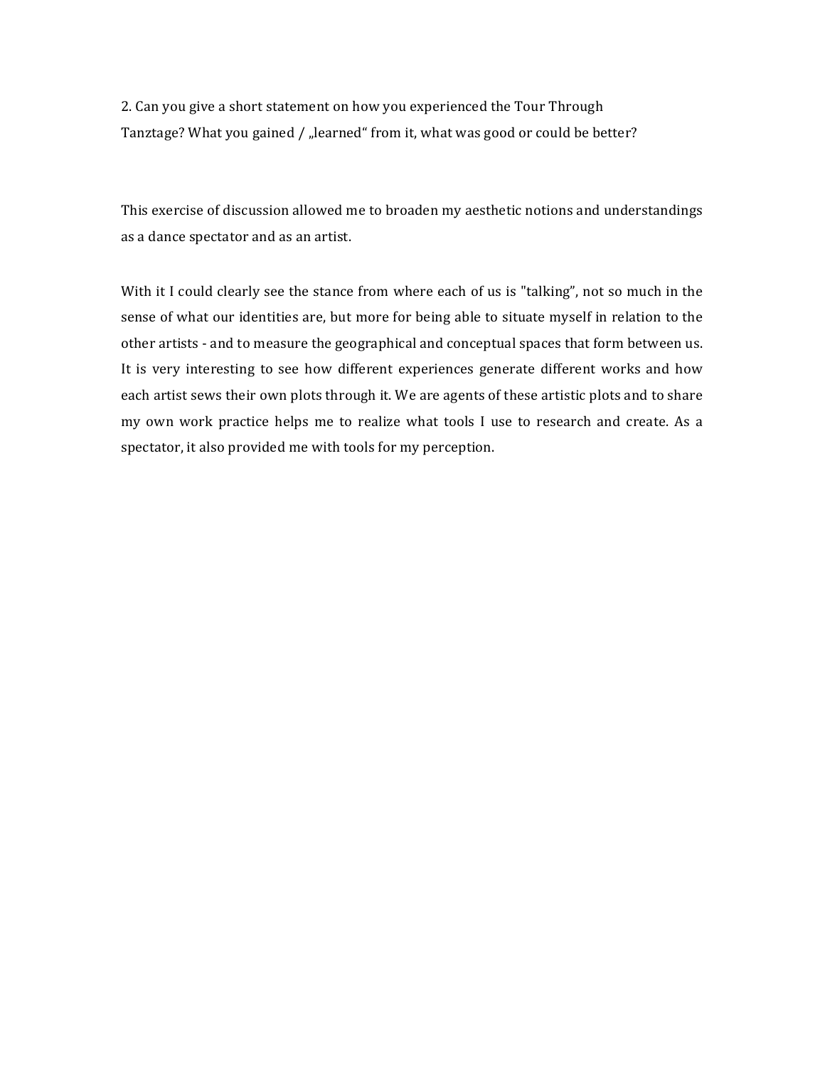2. Can you give a short statement on how you experienced the Tour Through Tanztage? What you gained / „learned" from it, what was good or could be better?

This exercise of discussion allowed me to broaden my aesthetic notions and understandings as a dance spectator and as an artist.

With it I could clearly see the stance from where each of us is "talking", not so much in the sense of what our identities are, but more for being able to situate myself in relation to the other artists - and to measure the geographical and conceptual spaces that form between us. It is very interesting to see how different experiences generate different works and how each artist sews their own plots through it. We are agents of these artistic plots and to share my own work practice helps me to realize what tools I use to research and create. As a spectator, it also provided me with tools for my perception.